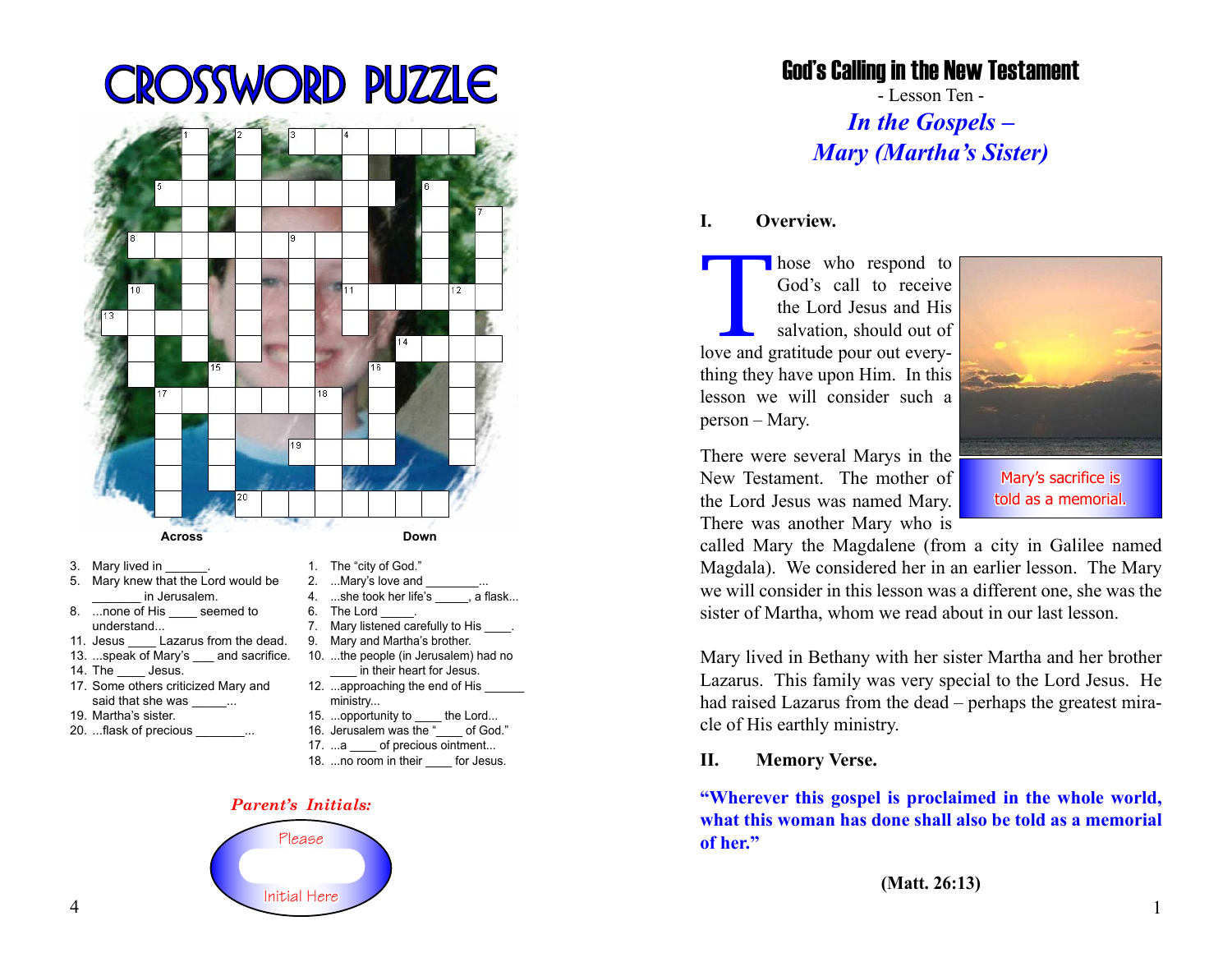# CROSSWORD PUZZLE

**Across**

3. Mary lived in ______.
5. Mary knew that the Lord would be _______ in Jerusalem.
8. ...none of His ____ seemed to understand...
11. Jesus ____ Lazarus from the dead.
13. ...speak of Mary's ___ and sacrifice.
14. The ____ Jesus.
17. Some others criticized Mary and said that she was _____...
19. Martha's sister.
20. ...flask of precious _______...

**Down**

1. The "city of God."
2. ...Mary's love and ________...
4. ...she took her life's _____, a flask...
6. The Lord _____.
7. Mary listened carefully to His ____.
9. Mary and Martha's brother.
10. ...the people (in Jerusalem) had no ____ in their heart for Jesus.
12. ...approaching the end of His ______ ministry...
15. ...opportunity to ____ the Lord...
16. Jerusalem was the "____ of God."
17. ...a ____ of precious ointment...
18. ...no room in their ____ for Jesus.

*Parent's Initials:*

Please Initial Here

## God's Calling in the New Testament

- Lesson Ten -

## *In the Gospels – Mary (Martha's Sister)*

### I. Overview.

Those who respond to God's call to receive the Lord Jesus and His salvation, should out of love and gratitude pour out everything they have upon Him. In this lesson we will consider such a person – Mary.

Mary's sacrifice is told as a memorial.

There were several Marys in the New Testament. The mother of the Lord Jesus was named Mary. There was another Mary who is called Mary the Magdalene (from a city in Galilee named Magdala). We considered her in an earlier lesson. The Mary we will consider in this lesson was a different one, she was the sister of Martha, whom we read about in our last lesson.

Mary lived in Bethany with her sister Martha and her brother Lazarus. This family was very special to the Lord Jesus. He had raised Lazarus from the dead – perhaps the greatest miracle of His earthly ministry.

### II. Memory Verse.

**"Wherever this gospel is proclaimed in the whole world, what this woman has done shall also be told as a memorial of her."**

**(Matt. 26:13)**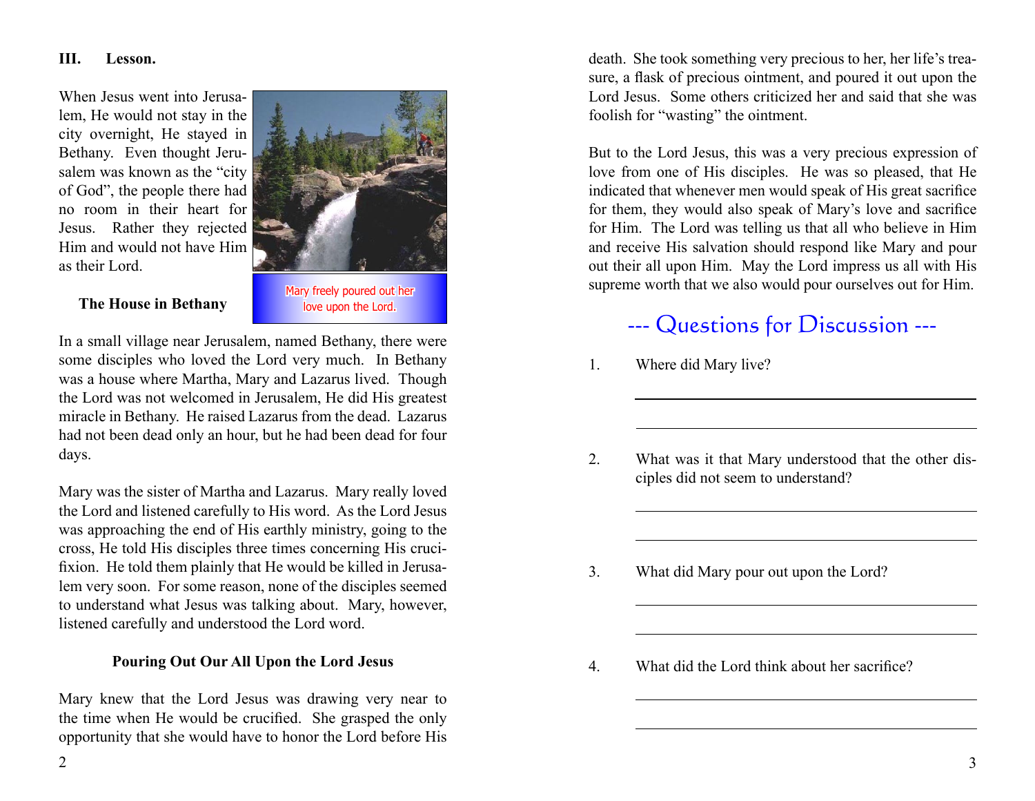## III. Lesson.

When Jesus went into Jerusalem, He would not stay in the city overnight, He stayed in Bethany. Even thought Jerusalem was known as the "city of God", the people there had no room in their heart for Jesus. Rather they rejected Him and would not have Him as their Lord.

Mary freely poured out her love upon the Lord.

### The House in Bethany

In a small village near Jerusalem, named Bethany, there were some disciples who loved the Lord very much. In Bethany was a house where Martha, Mary and Lazarus lived. Though the Lord was not welcomed in Jerusalem, He did His greatest miracle in Bethany. He raised Lazarus from the dead. Lazarus had not been dead only an hour, but he had been dead for four days.

Mary was the sister of Martha and Lazarus. Mary really loved the Lord and listened carefully to His word. As the Lord Jesus was approaching the end of His earthly ministry, going to the cross, He told His disciples three times concerning His crucifixion. He told them plainly that He would be killed in Jerusalem very soon. For some reason, none of the disciples seemed to understand what Jesus was talking about. Mary, however, listened carefully and understood the Lord word.

### Pouring Out Our All Upon the Lord Jesus

Mary knew that the Lord Jesus was drawing very near to the time when He would be crucified. She grasped the only opportunity that she would have to honor the Lord before His death. She took something very precious to her, her life's treasure, a flask of precious ointment, and poured it out upon the Lord Jesus. Some others criticized her and said that she was foolish for "wasting" the ointment.

But to the Lord Jesus, this was a very precious expression of love from one of His disciples. He was so pleased, that He indicated that whenever men would speak of His great sacrifice for them, they would also speak of Mary's love and sacrifice for Him. The Lord was telling us that all who believe in Him and receive His salvation should respond like Mary and pour out their all upon Him. May the Lord impress us all with His supreme worth that we also would pour ourselves out for Him.

## --- Questions for Discussion ---

1. Where did Mary live?

______________________________

______________________________

2. What was it that Mary understood that the other disciples did not seem to understand?

______________________________

______________________________

3. What did Mary pour out upon the Lord?

______________________________

______________________________

4. What did the Lord think about her sacrifice?

______________________________

______________________________